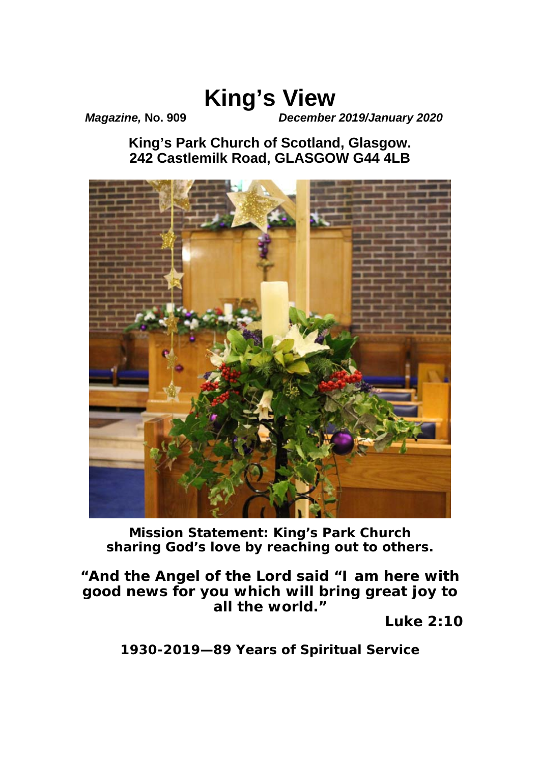# King's View

***Magazine,* No. 909** ***December 2019/January 2020***

**King's Park Church of Scotland, Glasgow.**
**242 Castlemilk Road, GLASGOW G44 4LB**

**Mission Statement: King's Park Church sharing God's love by reaching out to others.**

**"And the Angel of the Lord said "I am here with good news for you which will bring great joy to all the world."**

**Luke 2:10**

**1930-2019—89 Years of Spiritual Service**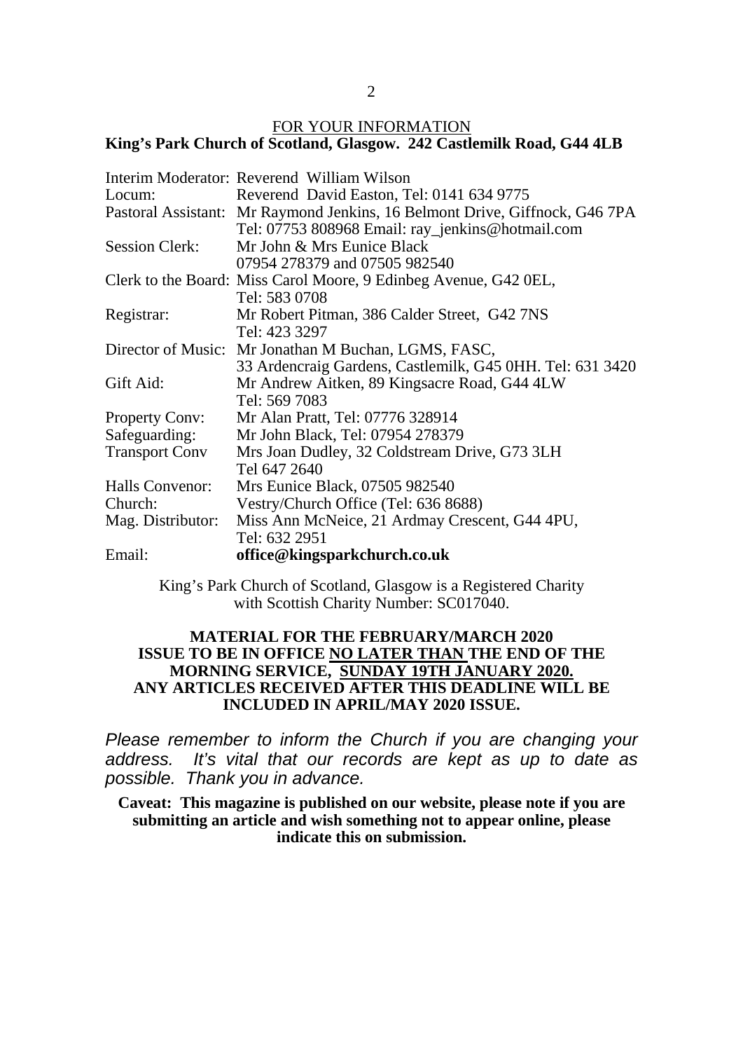## FOR YOUR INFORMATION

**King's Park Church of Scotland, Glasgow. 242 Castlemilk Road, G44 4LB**

| | |
|---|---|
| Interim Moderator: | Reverend William Wilson |
| Locum: | Reverend David Easton, Tel: 0141 634 9775 |
| Pastoral Assistant: | Mr Raymond Jenkins, 16 Belmont Drive, Giffnock, G46 7PA Tel: 07753 808968 Email: ray_jenkins@hotmail.com |
| Session Clerk: | Mr John & Mrs Eunice Black 07954 278379 and 07505 982540 |
| Clerk to the Board: | Miss Carol Moore, 9 Edinbeg Avenue, G42 0EL, Tel: 583 0708 |
| Registrar: | Mr Robert Pitman, 386 Calder Street, G42 7NS Tel: 423 3297 |
| Director of Music: | Mr Jonathan M Buchan, LGMS, FASC, 33 Ardencraig Gardens, Castlemilk, G45 0HH. Tel: 631 3420 |
| Gift Aid: | Mr Andrew Aitken, 89 Kingsacre Road, G44 4LW Tel: 569 7083 |
| Property Conv: | Mr Alan Pratt, Tel: 07776 328914 |
| Safeguarding: | Mr John Black, Tel: 07954 278379 |
| Transport Conv | Mrs Joan Dudley, 32 Coldstream Drive, G73 3LH Tel 647 2640 |
| Halls Convenor: | Mrs Eunice Black, 07505 982540 |
| Church: | Vestry/Church Office (Tel: 636 8688) |
| Mag. Distributor: | Miss Ann McNeice, 21 Ardmay Crescent, G44 4PU, Tel: 632 2951 |
| Email: | **office@kingsparkchurch.co.uk** |

King's Park Church of Scotland, Glasgow is a Registered Charity with Scottish Charity Number: SC017040.

**MATERIAL FOR THE FEBRUARY/MARCH 2020 ISSUE TO BE IN OFFICE NO LATER THAN THE END OF THE MORNING SERVICE, SUNDAY 19TH JANUARY 2020. ANY ARTICLES RECEIVED AFTER THIS DEADLINE WILL BE INCLUDED IN APRIL/MAY 2020 ISSUE.**

*Please remember to inform the Church if you are changing your address. It's vital that our records are kept as up to date as possible. Thank you in advance.*

**Caveat: This magazine is published on our website, please note if you are submitting an article and wish something not to appear online, please indicate this on submission.**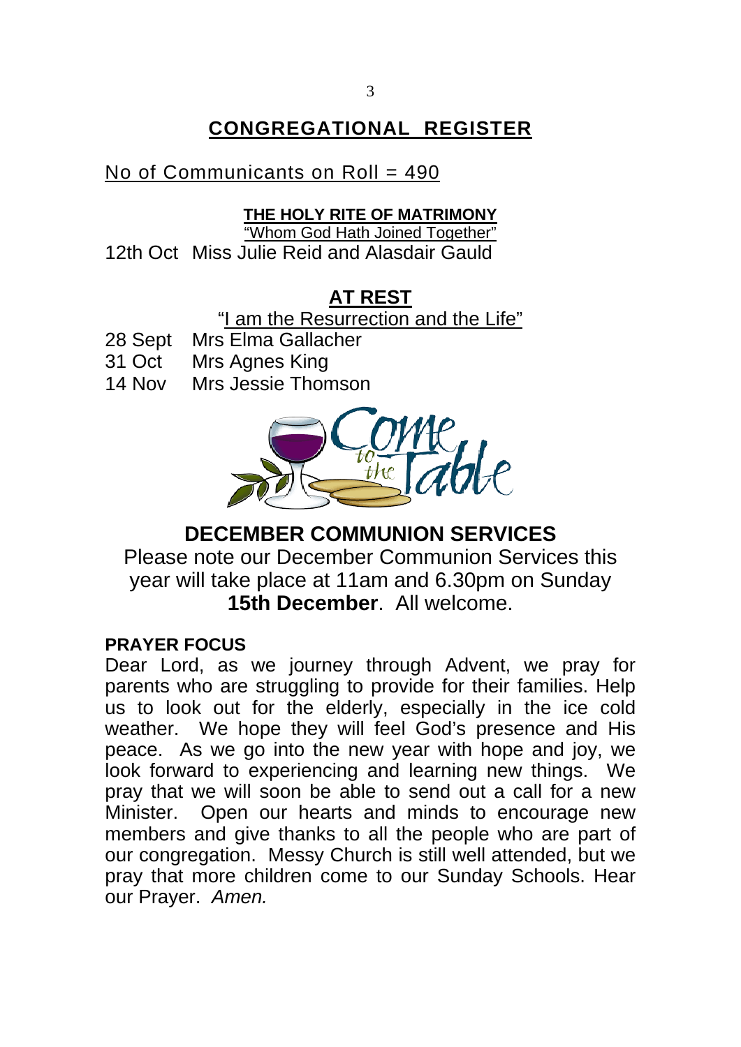# CONGREGATIONAL REGISTER

No of Communicants on Roll = 490

### THE HOLY RITE OF MATRIMONY

"Whom God Hath Joined Together"

12th Oct Miss Julie Reid and Alasdair Gauld

## AT REST

"I am the Resurrection and the Life"

28 Sept Mrs Elma Gallacher
31 Oct Mrs Agnes King
14 Nov Mrs Jessie Thomson

## DECEMBER COMMUNION SERVICES

Please note our December Communion Services this year will take place at 11am and 6.30pm on Sunday **15th December**. All welcome.

**PRAYER FOCUS**

Dear Lord, as we journey through Advent, we pray for parents who are struggling to provide for their families. Help us to look out for the elderly, especially in the ice cold weather. We hope they will feel God's presence and His peace. As we go into the new year with hope and joy, we look forward to experiencing and learning new things. We pray that we will soon be able to send out a call for a new Minister. Open our hearts and minds to encourage new members and give thanks to all the people who are part of our congregation. Messy Church is still well attended, but we pray that more children come to our Sunday Schools. Hear our Prayer. *Amen.*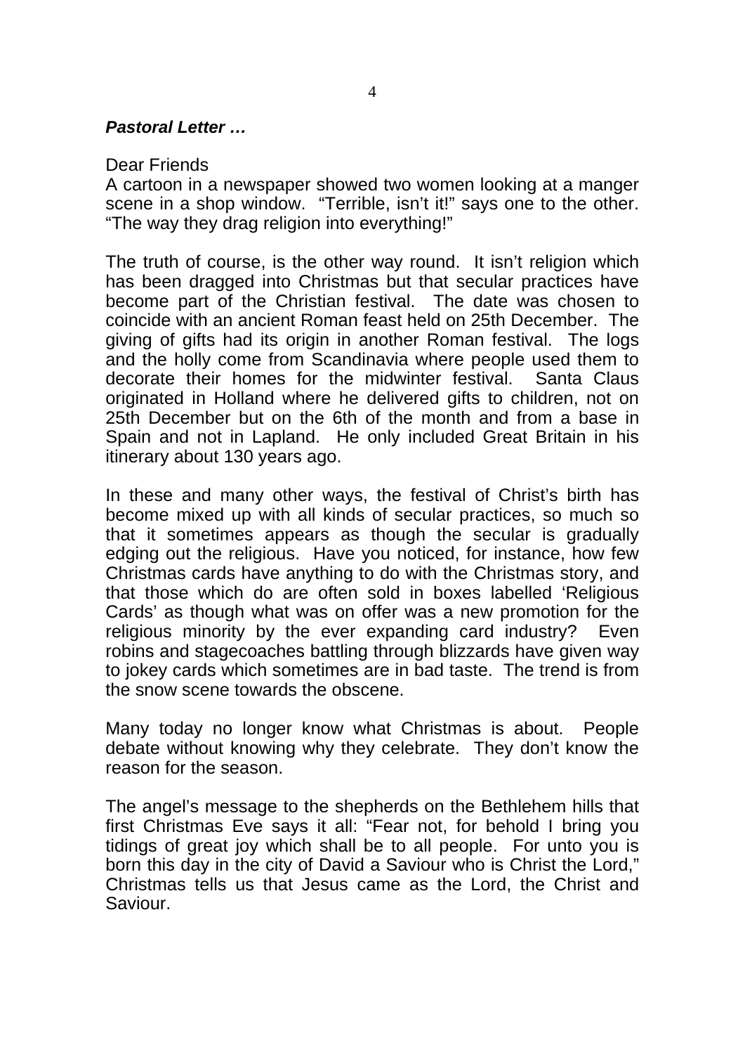***Pastoral Letter …***

Dear Friends
A cartoon in a newspaper showed two women looking at a manger scene in a shop window. “Terrible, isn’t it!” says one to the other. “The way they drag religion into everything!”

The truth of course, is the other way round. It isn’t religion which has been dragged into Christmas but that secular practices have become part of the Christian festival. The date was chosen to coincide with an ancient Roman feast held on 25th December. The giving of gifts had its origin in another Roman festival. The logs and the holly come from Scandinavia where people used them to decorate their homes for the midwinter festival. Santa Claus originated in Holland where he delivered gifts to children, not on 25th December but on the 6th of the month and from a base in Spain and not in Lapland. He only included Great Britain in his itinerary about 130 years ago.

In these and many other ways, the festival of Christ’s birth has become mixed up with all kinds of secular practices, so much so that it sometimes appears as though the secular is gradually edging out the religious. Have you noticed, for instance, how few Christmas cards have anything to do with the Christmas story, and that those which do are often sold in boxes labelled ‘Religious Cards’ as though what was on offer was a new promotion for the religious minority by the ever expanding card industry? Even robins and stagecoaches battling through blizzards have given way to jokey cards which sometimes are in bad taste. The trend is from the snow scene towards the obscene.

Many today no longer know what Christmas is about. People debate without knowing why they celebrate. They don’t know the reason for the season.

The angel’s message to the shepherds on the Bethlehem hills that first Christmas Eve says it all: “Fear not, for behold I bring you tidings of great joy which shall be to all people. For unto you is born this day in the city of David a Saviour who is Christ the Lord,” Christmas tells us that Jesus came as the Lord, the Christ and Saviour.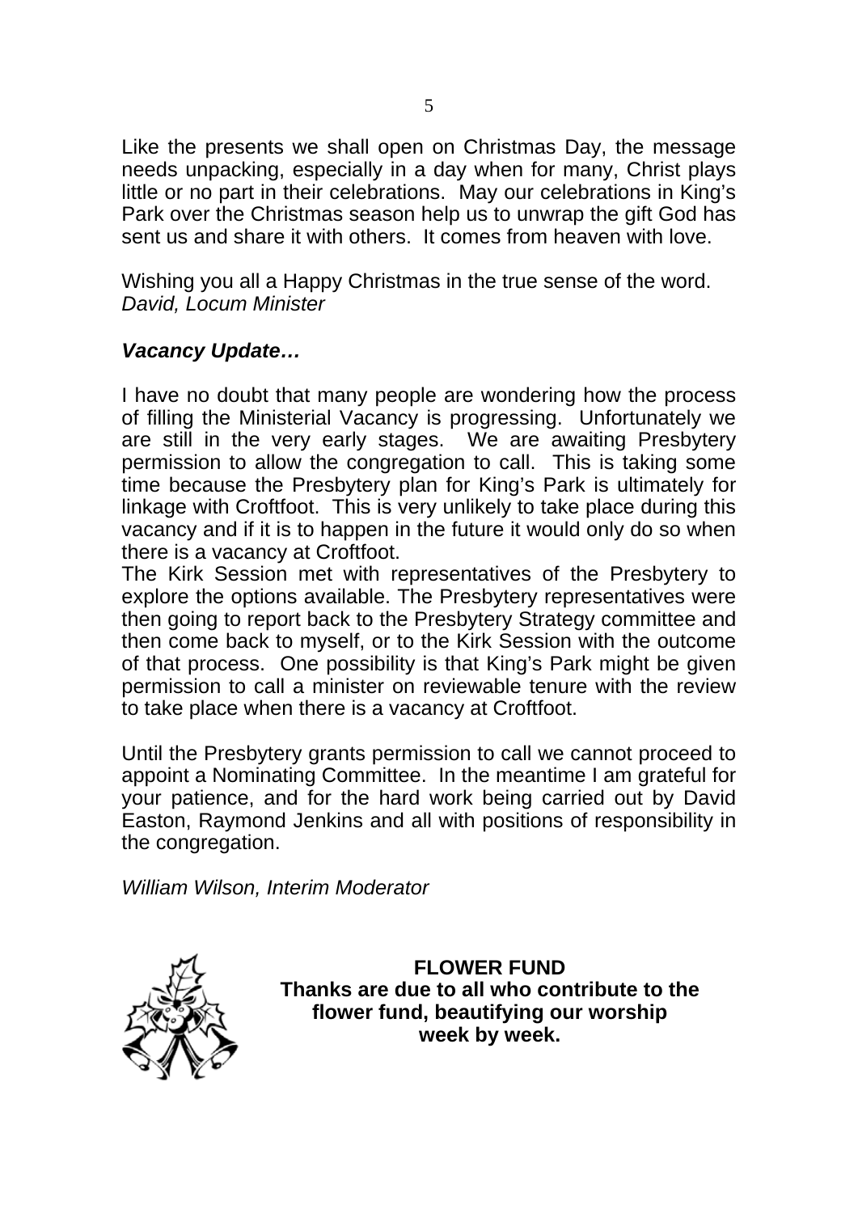Like the presents we shall open on Christmas Day, the message needs unpacking, especially in a day when for many, Christ plays little or no part in their celebrations. May our celebrations in King's Park over the Christmas season help us to unwrap the gift God has sent us and share it with others. It comes from heaven with love.

Wishing you all a Happy Christmas in the true sense of the word.
*David, Locum Minister*

### *Vacancy Update…*

I have no doubt that many people are wondering how the process of filling the Ministerial Vacancy is progressing. Unfortunately we are still in the very early stages. We are awaiting Presbytery permission to allow the congregation to call. This is taking some time because the Presbytery plan for King's Park is ultimately for linkage with Croftfoot. This is very unlikely to take place during this vacancy and if it is to happen in the future it would only do so when there is a vacancy at Croftfoot.

The Kirk Session met with representatives of the Presbytery to explore the options available. The Presbytery representatives were then going to report back to the Presbytery Strategy committee and then come back to myself, or to the Kirk Session with the outcome of that process. One possibility is that King's Park might be given permission to call a minister on reviewable tenure with the review to take place when there is a vacancy at Croftfoot.

Until the Presbytery grants permission to call we cannot proceed to appoint a Nominating Committee. In the meantime I am grateful for your patience, and for the hard work being carried out by David Easton, Raymond Jenkins and all with positions of responsibility in the congregation.

*William Wilson, Interim Moderator*

**FLOWER FUND**
**Thanks are due to all who contribute to the flower fund, beautifying our worship week by week.**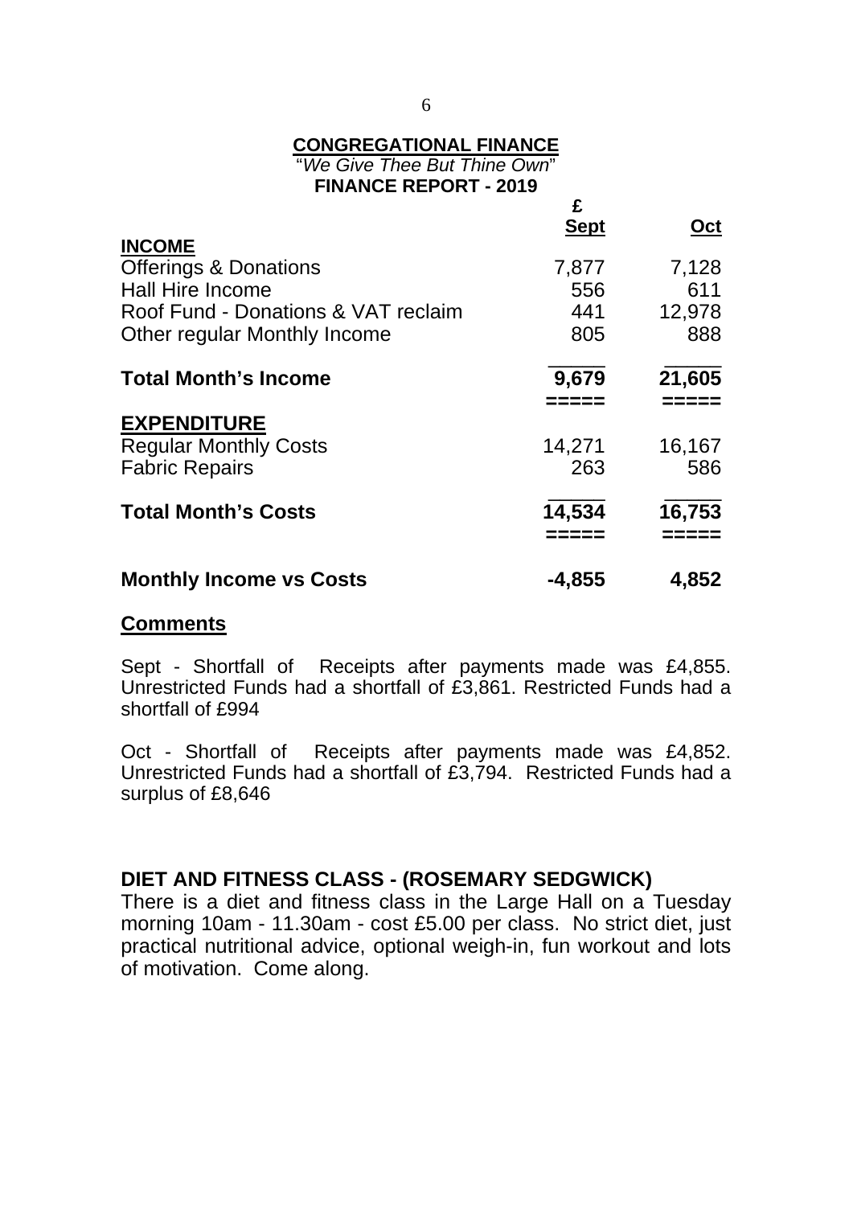**CONGREGATIONAL FINANCE**

"*We Give Thee But Thine Own*"

**FINANCE REPORT - 2019**

| | £ Sept | Oct |
|---|---|---|
| **INCOME** | | |
| Offerings & Donations | 7,877 | 7,128 |
| Hall Hire Income | 556 | 611 |
| Roof Fund - Donations & VAT reclaim | 441 | 12,978 |
| Other regular Monthly Income | 805 | 888 |
| **Total Month's Income** | **9,679** | **21,605** |
| **EXPENDITURE** | | |
| Regular Monthly Costs | 14,271 | 16,167 |
| Fabric Repairs | 263 | 586 |
| **Total Month's Costs** | **14,534** | **16,753** |
| **Monthly Income vs Costs** | **-4,855** | **4,852** |

**Comments**

Sept - Shortfall of Receipts after payments made was £4,855. Unrestricted Funds had a shortfall of £3,861. Restricted Funds had a shortfall of £994

Oct - Shortfall of Receipts after payments made was £4,852. Unrestricted Funds had a shortfall of £3,794. Restricted Funds had a surplus of £8,646

## DIET AND FITNESS CLASS - (ROSEMARY SEDGWICK)

There is a diet and fitness class in the Large Hall on a Tuesday morning 10am - 11.30am - cost £5.00 per class. No strict diet, just practical nutritional advice, optional weigh-in, fun workout and lots of motivation. Come along.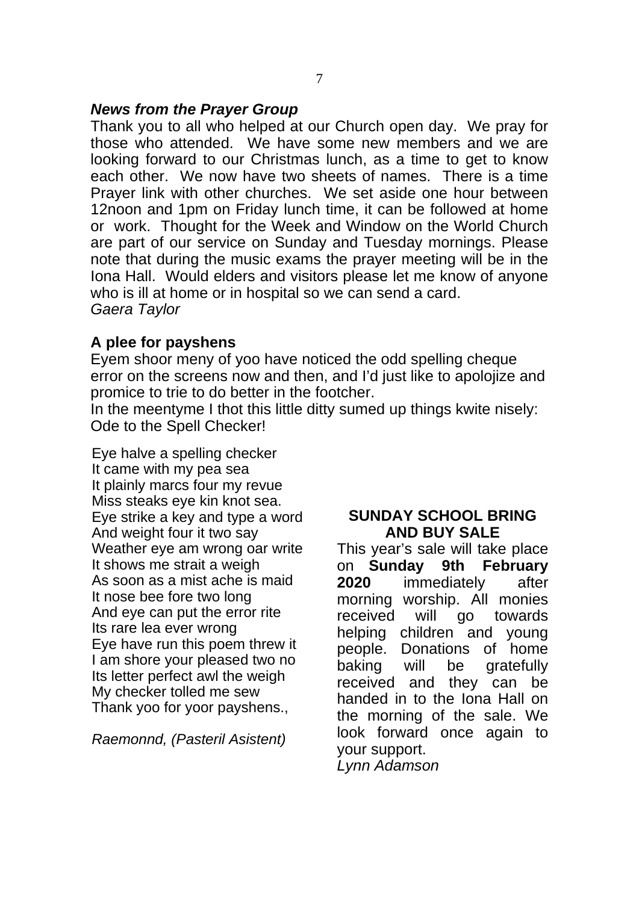### ***News from the Prayer Group***

Thank you to all who helped at our Church open day. We pray for those who attended. We have some new members and we are looking forward to our Christmas lunch, as a time to get to know each other. We now have two sheets of names. There is a time Prayer link with other churches. We set aside one hour between 12noon and 1pm on Friday lunch time, it can be followed at home or work. Thought for the Week and Window on the World Church are part of our service on Sunday and Tuesday mornings. Please note that during the music exams the prayer meeting will be in the Iona Hall. Would elders and visitors please let me know of anyone who is ill at home or in hospital so we can send a card.
*Gaera Taylor*

### **A plee for payshens**

Eyem shoor meny of yoo have noticed the odd spelling cheque error on the screens now and then, and I'd just like to apolojize and promice to trie to do better in the footcher.
In the meentyme I thot this little ditty sumed up things kwite nisely:
Ode to the Spell Checker!

Eye halve a spelling checker
It came with my pea sea
It plainly marcs four my revue
Miss steaks eye kin knot sea.
Eye strike a key and type a word
And weight four it two say
Weather eye am wrong oar write
It shows me strait a weigh
As soon as a mist ache is maid
It nose bee fore two long
And eye can put the error rite
Its rare lea ever wrong
Eye have run this poem threw it
I am shore your pleased two no
Its letter perfect awl the weigh
My checker tolled me sew
Thank yoo for yoor payshens.,

*Raemonnd, (Pasteril Asistent)*

### **SUNDAY SCHOOL BRING AND BUY SALE**

This year's sale will take place on **Sunday 9th February 2020** immediately after morning worship. All monies received will go towards helping children and young people. Donations of home baking will be gratefully received and they can be handed in to the Iona Hall on the morning of the sale. We look forward once again to your support.
*Lynn Adamson*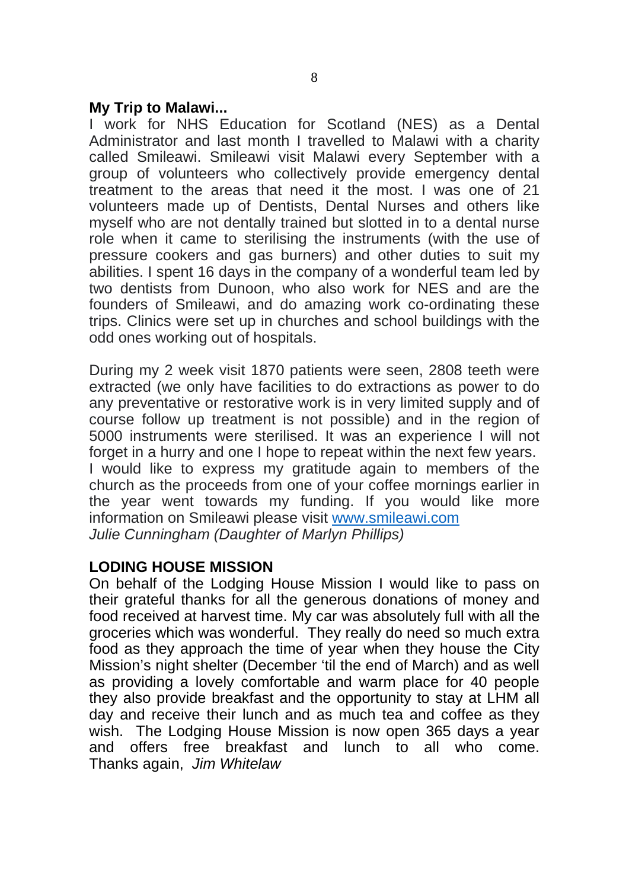**My Trip to Malawi...**

I work for NHS Education for Scotland (NES) as a Dental Administrator and last month I travelled to Malawi with a charity called Smileawi. Smileawi visit Malawi every September with a group of volunteers who collectively provide emergency dental treatment to the areas that need it the most. I was one of 21 volunteers made up of Dentists, Dental Nurses and others like myself who are not dentally trained but slotted in to a dental nurse role when it came to sterilising the instruments (with the use of pressure cookers and gas burners) and other duties to suit my abilities. I spent 16 days in the company of a wonderful team led by two dentists from Dunoon, who also work for NES and are the founders of Smileawi, and do amazing work co-ordinating these trips. Clinics were set up in churches and school buildings with the odd ones working out of hospitals.

During my 2 week visit 1870 patients were seen, 2808 teeth were extracted (we only have facilities to do extractions as power to do any preventative or restorative work is in very limited supply and of course follow up treatment is not possible) and in the region of 5000 instruments were sterilised. It was an experience I will not forget in a hurry and one I hope to repeat within the next few years. I would like to express my gratitude again to members of the church as the proceeds from one of your coffee mornings earlier in the year went towards my funding. If you would like more information on Smileawi please visit [www.smileawi.com](http://www.smileawi.com)
*Julie Cunningham (Daughter of Marlyn Phillips)*

**LODING HOUSE MISSION**

On behalf of the Lodging House Mission I would like to pass on their grateful thanks for all the generous donations of money and food received at harvest time. My car was absolutely full with all the groceries which was wonderful. They really do need so much extra food as they approach the time of year when they house the City Mission's night shelter (December 'til the end of March) and as well as providing a lovely comfortable and warm place for 40 people they also provide breakfast and the opportunity to stay at LHM all day and receive their lunch and as much tea and coffee as they wish. The Lodging House Mission is now open 365 days a year and offers free breakfast and lunch to all who come. Thanks again, *Jim Whitelaw*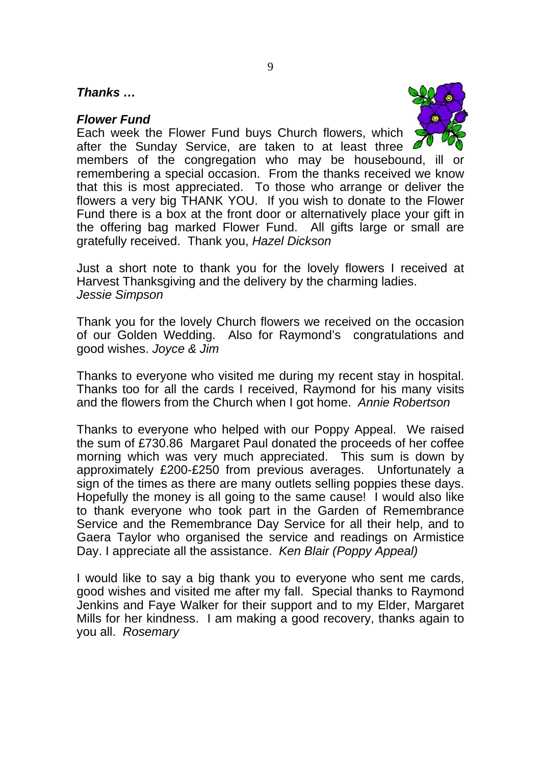***Thanks …***

***Flower Fund***

Each week the Flower Fund buys Church flowers, which after the Sunday Service, are taken to at least three members of the congregation who may be housebound, ill or remembering a special occasion. From the thanks received we know that this is most appreciated. To those who arrange or deliver the flowers a very big THANK YOU. If you wish to donate to the Flower Fund there is a box at the front door or alternatively place your gift in the offering bag marked Flower Fund. All gifts large or small are gratefully received. Thank you, *Hazel Dickson*

Just a short note to thank you for the lovely flowers I received at Harvest Thanksgiving and the delivery by the charming ladies. *Jessie Simpson*

Thank you for the lovely Church flowers we received on the occasion of our Golden Wedding. Also for Raymond's congratulations and good wishes. *Joyce & Jim*

Thanks to everyone who visited me during my recent stay in hospital. Thanks too for all the cards I received, Raymond for his many visits and the flowers from the Church when I got home. *Annie Robertson*

Thanks to everyone who helped with our Poppy Appeal. We raised the sum of £730.86 Margaret Paul donated the proceeds of her coffee morning which was very much appreciated. This sum is down by approximately £200-£250 from previous averages. Unfortunately a sign of the times as there are many outlets selling poppies these days. Hopefully the money is all going to the same cause! I would also like to thank everyone who took part in the Garden of Remembrance Service and the Remembrance Day Service for all their help, and to Gaera Taylor who organised the service and readings on Armistice Day. I appreciate all the assistance. *Ken Blair (Poppy Appeal)*

I would like to say a big thank you to everyone who sent me cards, good wishes and visited me after my fall. Special thanks to Raymond Jenkins and Faye Walker for their support and to my Elder, Margaret Mills for her kindness. I am making a good recovery, thanks again to you all. *Rosemary*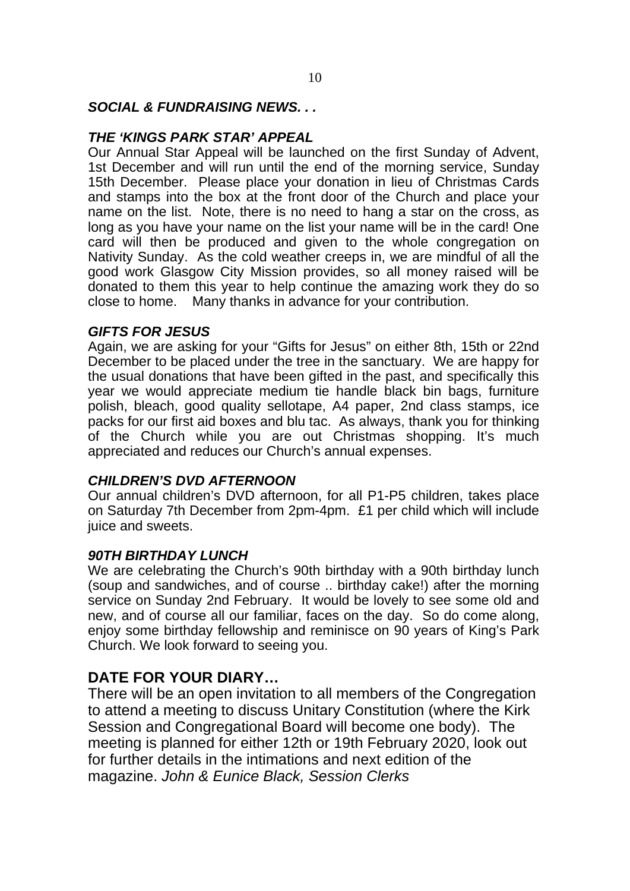## *SOCIAL & FUNDRAISING NEWS. . .*

### *THE 'KINGS PARK STAR' APPEAL*

Our Annual Star Appeal will be launched on the first Sunday of Advent, 1st December and will run until the end of the morning service, Sunday 15th December. Please place your donation in lieu of Christmas Cards and stamps into the box at the front door of the Church and place your name on the list. Note, there is no need to hang a star on the cross, as long as you have your name on the list your name will be in the card! One card will then be produced and given to the whole congregation on Nativity Sunday. As the cold weather creeps in, we are mindful of all the good work Glasgow City Mission provides, so all money raised will be donated to them this year to help continue the amazing work they do so close to home. Many thanks in advance for your contribution.

### *GIFTS FOR JESUS*

Again, we are asking for your "Gifts for Jesus" on either 8th, 15th or 22nd December to be placed under the tree in the sanctuary. We are happy for the usual donations that have been gifted in the past, and specifically this year we would appreciate medium tie handle black bin bags, furniture polish, bleach, good quality sellotape, A4 paper, 2nd class stamps, ice packs for our first aid boxes and blu tac. As always, thank you for thinking of the Church while you are out Christmas shopping. It's much appreciated and reduces our Church's annual expenses.

### *CHILDREN'S DVD AFTERNOON*

Our annual children's DVD afternoon, for all P1-P5 children, takes place on Saturday 7th December from 2pm-4pm. £1 per child which will include juice and sweets.

### *90TH BIRTHDAY LUNCH*

We are celebrating the Church's 90th birthday with a 90th birthday lunch (soup and sandwiches, and of course .. birthday cake!) after the morning service on Sunday 2nd February. It would be lovely to see some old and new, and of course all our familiar, faces on the day. So do come along, enjoy some birthday fellowship and reminisce on 90 years of King's Park Church. We look forward to seeing you.

## DATE FOR YOUR DIARY…

There will be an open invitation to all members of the Congregation to attend a meeting to discuss Unitary Constitution (where the Kirk Session and Congregational Board will become one body). The meeting is planned for either 12th or 19th February 2020, look out for further details in the intimations and next edition of the magazine. *John & Eunice Black, Session Clerks*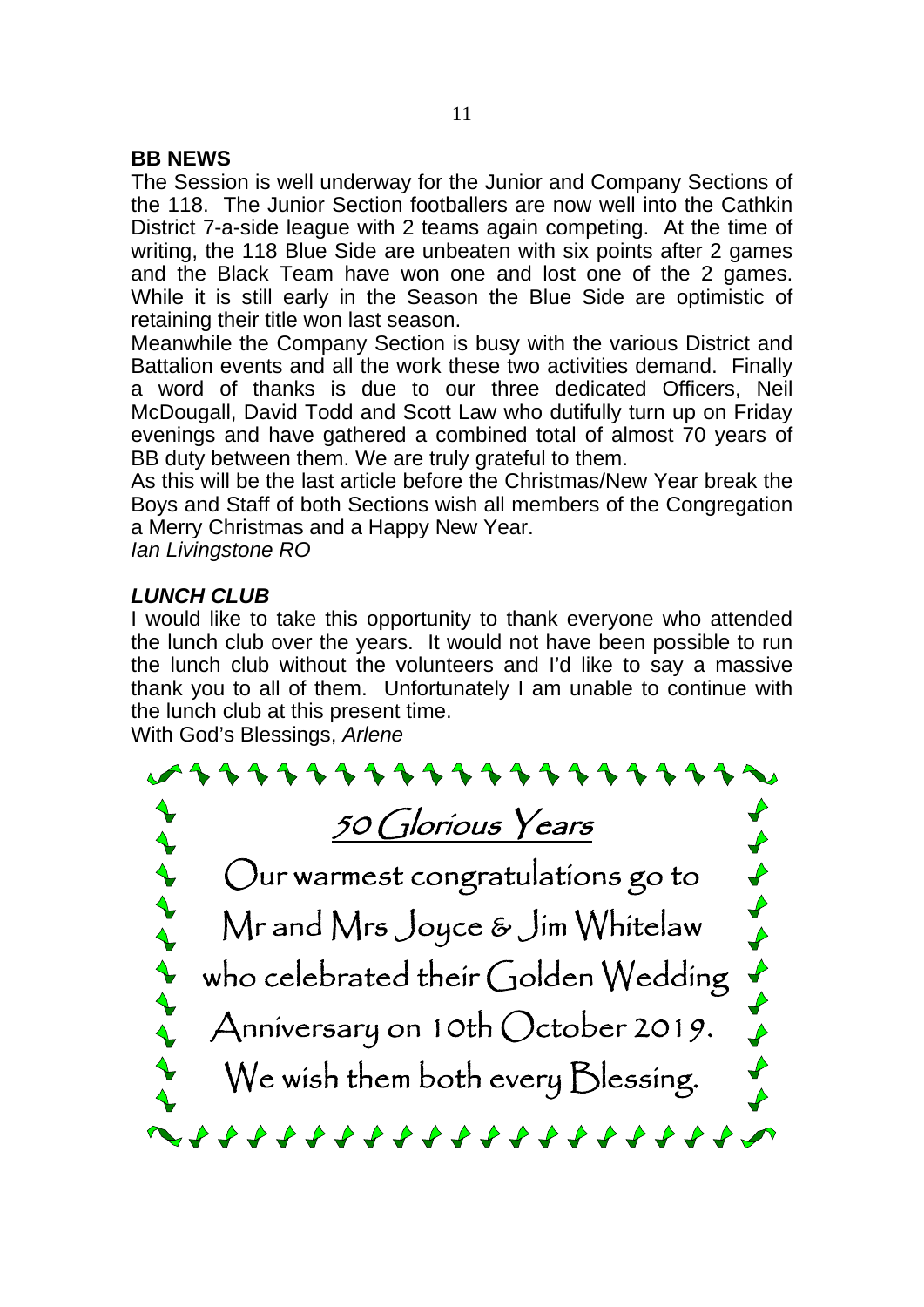## BB NEWS

The Session is well underway for the Junior and Company Sections of the 118. The Junior Section footballers are now well into the Cathkin District 7-a-side league with 2 teams again competing. At the time of writing, the 118 Blue Side are unbeaten with six points after 2 games and the Black Team have won one and lost one of the 2 games. While it is still early in the Season the Blue Side are optimistic of retaining their title won last season.

Meanwhile the Company Section is busy with the various District and Battalion events and all the work these two activities demand. Finally a word of thanks is due to our three dedicated Officers, Neil McDougall, David Todd and Scott Law who dutifully turn up on Friday evenings and have gathered a combined total of almost 70 years of BB duty between them. We are truly grateful to them.

As this will be the last article before the Christmas/New Year break the Boys and Staff of both Sections wish all members of the Congregation a Merry Christmas and a Happy New Year.

*Ian Livingstone RO*

## *LUNCH CLUB*

I would like to take this opportunity to thank everyone who attended the lunch club over the years. It would not have been possible to run the lunch club without the volunteers and I'd like to say a massive thank you to all of them. Unfortunately I am unable to continue with the lunch club at this present time.

With God's Blessings, *Arlene*

### 50 Glorious Years

Our warmest congratulations go to

Mr and Mrs Joyce & Jim Whitelaw

who celebrated their Golden Wedding

Anniversary on 10th October 2019.

We wish them both every Blessing.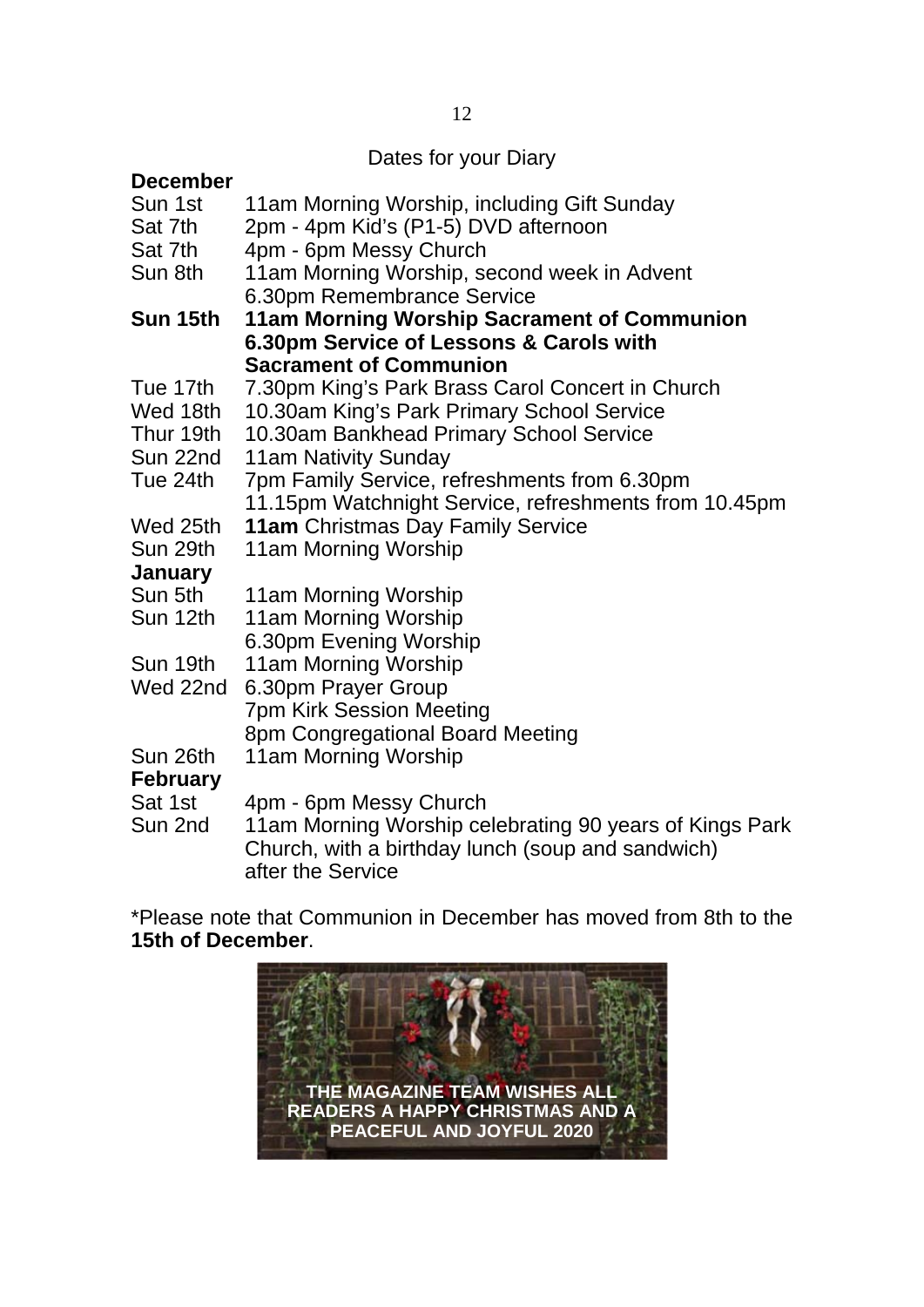## Dates for your Diary

| | |
|---|---|
| **December** | |
| Sun 1st | 11am Morning Worship, including Gift Sunday |
| Sat 7th | 2pm - 4pm Kid's (P1-5) DVD afternoon |
| Sat 7th | 4pm - 6pm Messy Church |
| Sun 8th | 11am Morning Worship, second week in Advent |
| | 6.30pm Remembrance Service |
| **Sun 15th** | **11am Morning Worship Sacrament of Communion** |
| | **6.30pm Service of Lessons & Carols with Sacrament of Communion** |
| Tue 17th | 7.30pm King's Park Brass Carol Concert in Church |
| Wed 18th | 10.30am King's Park Primary School Service |
| Thur 19th | 10.30am Bankhead Primary School Service |
| Sun 22nd | 11am Nativity Sunday |
| Tue 24th | 7pm Family Service, refreshments from 6.30pm |
| | 11.15pm Watchnight Service, refreshments from 10.45pm |
| Wed 25th | **11am** Christmas Day Family Service |
| Sun 29th | 11am Morning Worship |
| **January** | |
| Sun 5th | 11am Morning Worship |
| Sun 12th | 11am Morning Worship |
| | 6.30pm Evening Worship |
| Sun 19th | 11am Morning Worship |
| Wed 22nd | 6.30pm Prayer Group |
| | 7pm Kirk Session Meeting |
| | 8pm Congregational Board Meeting |
| Sun 26th | 11am Morning Worship |
| **February** | |
| Sat 1st | 4pm - 6pm Messy Church |
| Sun 2nd | 11am Morning Worship celebrating 90 years of Kings Park Church, with a birthday lunch (soup and sandwich) after the Service |

*Please note that Communion in December has moved from 8th to the **15th of December**.

THE MAGAZINE TEAM WISHES ALL READERS A HAPPY CHRISTMAS AND A PEACEFUL AND JOYFUL 2020